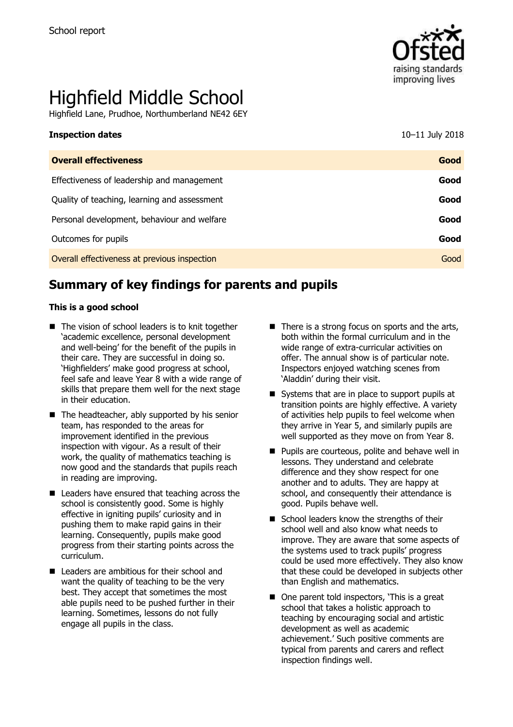School report

# Highfield Middle School

Highfield Lane, Prudhoe, Northumberland NE42 6EY

| **Inspection dates** | 10–11 July 2018 |
| --- | --- |
| **Overall effectiveness** | **Good** |
| Effectiveness of leadership and management | **Good** |
| Quality of teaching, learning and assessment | **Good** |
| Personal development, behaviour and welfare | **Good** |
| Outcomes for pupils | **Good** |
| Overall effectiveness at previous inspection | Good |

## Summary of key findings for parents and pupils

**This is a good school**

- The vision of school leaders is to knit together 'academic excellence, personal development and well-being' for the benefit of the pupils in their care. They are successful in doing so. 'Highfielders' make good progress at school, feel safe and leave Year 8 with a wide range of skills that prepare them well for the next stage in their education.
- The headteacher, ably supported by his senior team, has responded to the areas for improvement identified in the previous inspection with vigour. As a result of their work, the quality of mathematics teaching is now good and the standards that pupils reach in reading are improving.
- Leaders have ensured that teaching across the school is consistently good. Some is highly effective in igniting pupils' curiosity and in pushing them to make rapid gains in their learning. Consequently, pupils make good progress from their starting points across the curriculum.
- Leaders are ambitious for their school and want the quality of teaching to be the very best. They accept that sometimes the most able pupils need to be pushed further in their learning. Sometimes, lessons do not fully engage all pupils in the class.
- There is a strong focus on sports and the arts, both within the formal curriculum and in the wide range of extra-curricular activities on offer. The annual show is of particular note. Inspectors enjoyed watching scenes from 'Aladdin' during their visit.
- Systems that are in place to support pupils at transition points are highly effective. A variety of activities help pupils to feel welcome when they arrive in Year 5, and similarly pupils are well supported as they move on from Year 8.
- Pupils are courteous, polite and behave well in lessons. They understand and celebrate difference and they show respect for one another and to adults. They are happy at school, and consequently their attendance is good. Pupils behave well.
- School leaders know the strengths of their school well and also know what needs to improve. They are aware that some aspects of the systems used to track pupils' progress could be used more effectively. They also know that these could be developed in subjects other than English and mathematics.
- One parent told inspectors, 'This is a great school that takes a holistic approach to teaching by encouraging social and artistic development as well as academic achievement.' Such positive comments are typical from parents and carers and reflect inspection findings well.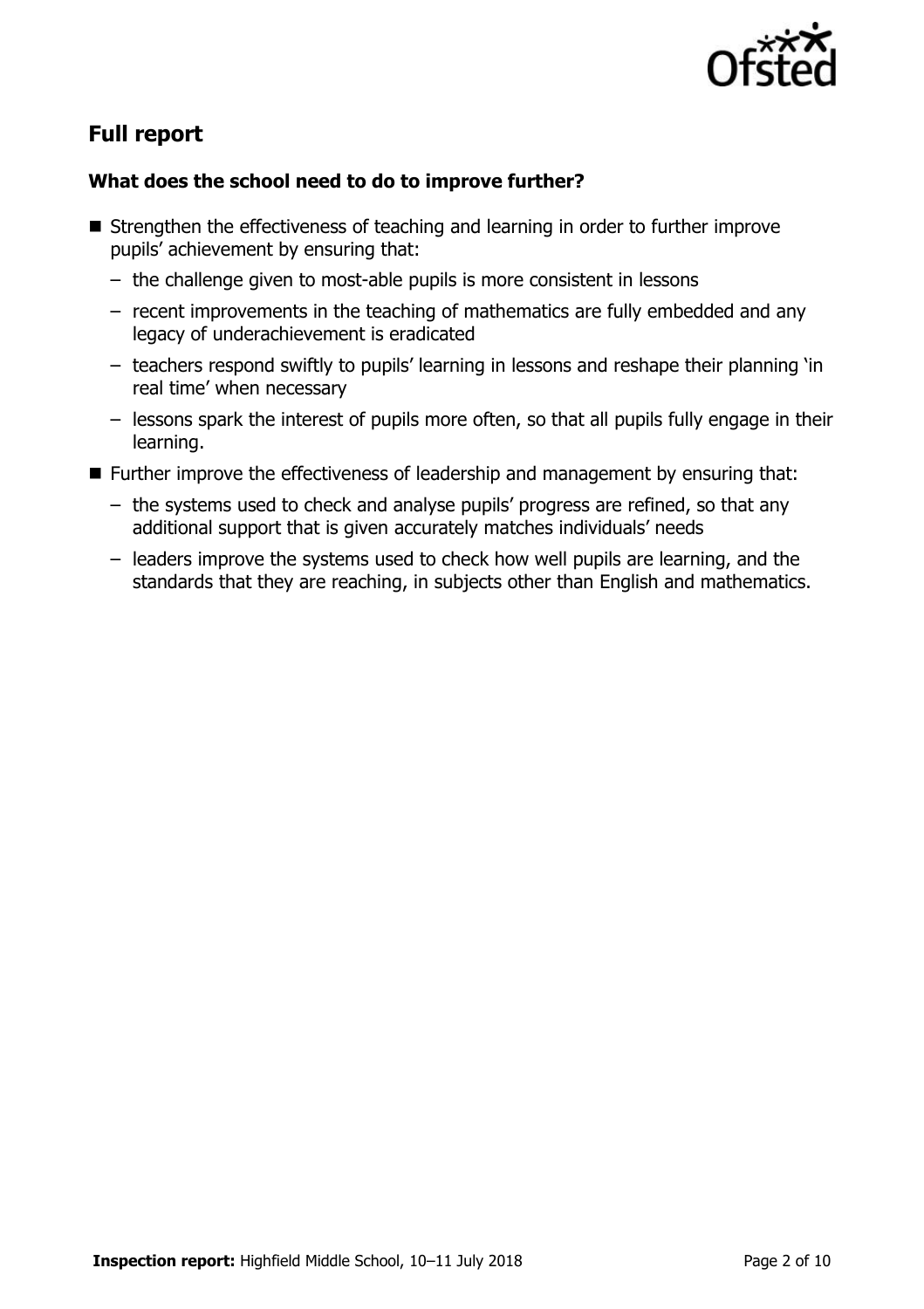## Full report

### What does the school need to do to improve further?

- Strengthen the effectiveness of teaching and learning in order to further improve pupils' achievement by ensuring that:
  - the challenge given to most-able pupils is more consistent in lessons
  - recent improvements in the teaching of mathematics are fully embedded and any legacy of underachievement is eradicated
  - teachers respond swiftly to pupils' learning in lessons and reshape their planning 'in real time' when necessary
  - lessons spark the interest of pupils more often, so that all pupils fully engage in their learning.
- Further improve the effectiveness of leadership and management by ensuring that:
  - the systems used to check and analyse pupils' progress are refined, so that any additional support that is given accurately matches individuals' needs
  - leaders improve the systems used to check how well pupils are learning, and the standards that they are reaching, in subjects other than English and mathematics.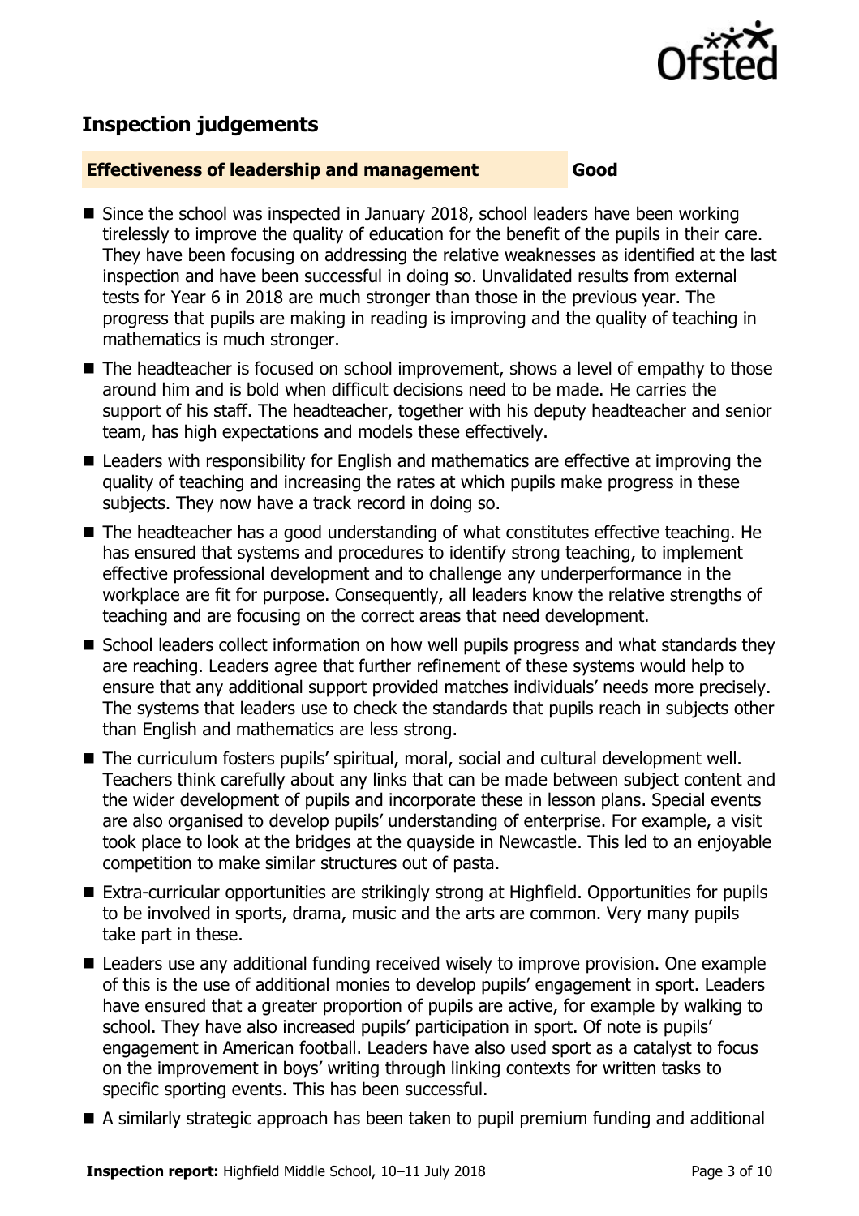## Inspection judgements

**Effectiveness of leadership and management** **Good**

- Since the school was inspected in January 2018, school leaders have been working tirelessly to improve the quality of education for the benefit of the pupils in their care. They have been focusing on addressing the relative weaknesses as identified at the last inspection and have been successful in doing so. Unvalidated results from external tests for Year 6 in 2018 are much stronger than those in the previous year. The progress that pupils are making in reading is improving and the quality of teaching in mathematics is much stronger.
- The headteacher is focused on school improvement, shows a level of empathy to those around him and is bold when difficult decisions need to be made. He carries the support of his staff. The headteacher, together with his deputy headteacher and senior team, has high expectations and models these effectively.
- Leaders with responsibility for English and mathematics are effective at improving the quality of teaching and increasing the rates at which pupils make progress in these subjects. They now have a track record in doing so.
- The headteacher has a good understanding of what constitutes effective teaching. He has ensured that systems and procedures to identify strong teaching, to implement effective professional development and to challenge any underperformance in the workplace are fit for purpose. Consequently, all leaders know the relative strengths of teaching and are focusing on the correct areas that need development.
- School leaders collect information on how well pupils progress and what standards they are reaching. Leaders agree that further refinement of these systems would help to ensure that any additional support provided matches individuals' needs more precisely. The systems that leaders use to check the standards that pupils reach in subjects other than English and mathematics are less strong.
- The curriculum fosters pupils' spiritual, moral, social and cultural development well. Teachers think carefully about any links that can be made between subject content and the wider development of pupils and incorporate these in lesson plans. Special events are also organised to develop pupils' understanding of enterprise. For example, a visit took place to look at the bridges at the quayside in Newcastle. This led to an enjoyable competition to make similar structures out of pasta.
- Extra-curricular opportunities are strikingly strong at Highfield. Opportunities for pupils to be involved in sports, drama, music and the arts are common. Very many pupils take part in these.
- Leaders use any additional funding received wisely to improve provision. One example of this is the use of additional monies to develop pupils' engagement in sport. Leaders have ensured that a greater proportion of pupils are active, for example by walking to school. They have also increased pupils' participation in sport. Of note is pupils' engagement in American football. Leaders have also used sport as a catalyst to focus on the improvement in boys' writing through linking contexts for written tasks to specific sporting events. This has been successful.
- A similarly strategic approach has been taken to pupil premium funding and additional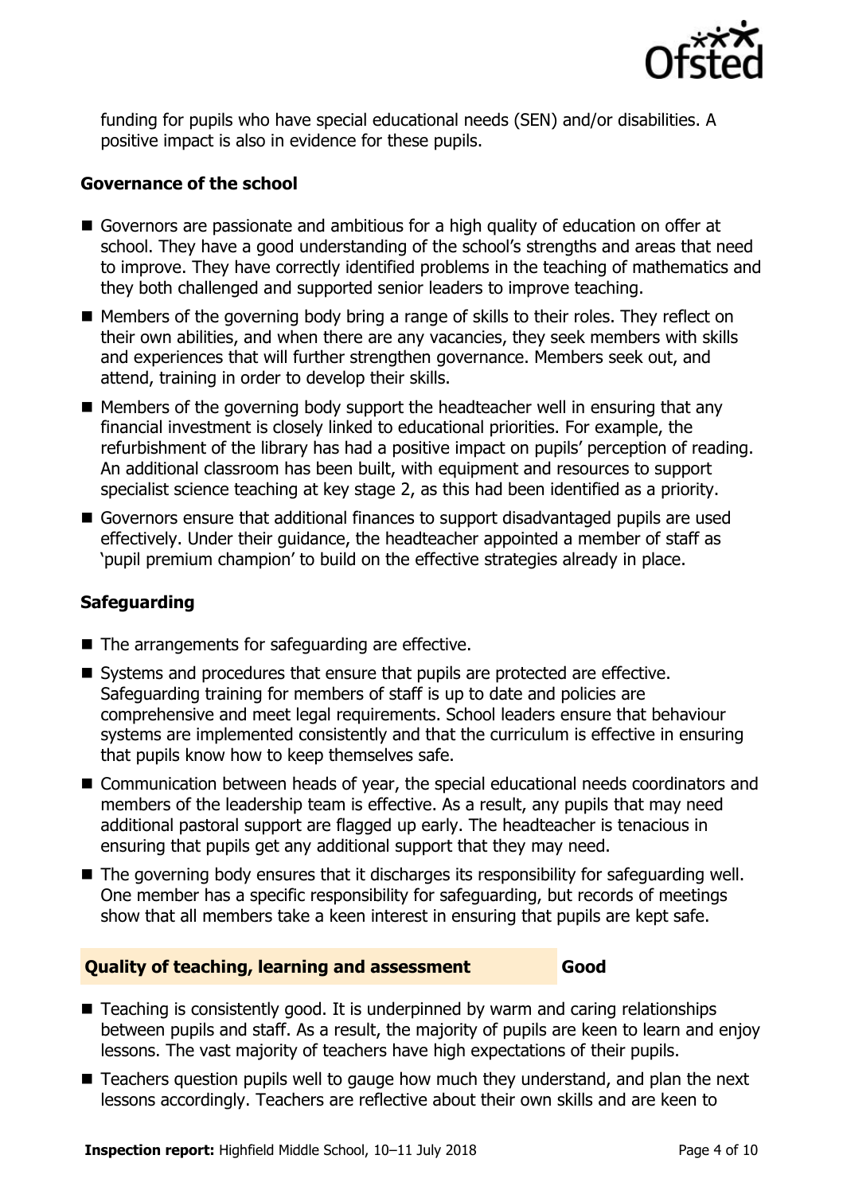funding for pupils who have special educational needs (SEN) and/or disabilities. A positive impact is also in evidence for these pupils.

### Governance of the school

- Governors are passionate and ambitious for a high quality of education on offer at school. They have a good understanding of the school's strengths and areas that need to improve. They have correctly identified problems in the teaching of mathematics and they both challenged and supported senior leaders to improve teaching.
- Members of the governing body bring a range of skills to their roles. They reflect on their own abilities, and when there are any vacancies, they seek members with skills and experiences that will further strengthen governance. Members seek out, and attend, training in order to develop their skills.
- Members of the governing body support the headteacher well in ensuring that any financial investment is closely linked to educational priorities. For example, the refurbishment of the library has had a positive impact on pupils' perception of reading. An additional classroom has been built, with equipment and resources to support specialist science teaching at key stage 2, as this had been identified as a priority.
- Governors ensure that additional finances to support disadvantaged pupils are used effectively. Under their guidance, the headteacher appointed a member of staff as 'pupil premium champion' to build on the effective strategies already in place.

### Safeguarding

- The arrangements for safeguarding are effective.
- Systems and procedures that ensure that pupils are protected are effective. Safeguarding training for members of staff is up to date and policies are comprehensive and meet legal requirements. School leaders ensure that behaviour systems are implemented consistently and that the curriculum is effective in ensuring that pupils know how to keep themselves safe.
- Communication between heads of year, the special educational needs coordinators and members of the leadership team is effective. As a result, any pupils that may need additional pastoral support are flagged up early. The headteacher is tenacious in ensuring that pupils get any additional support that they may need.
- The governing body ensures that it discharges its responsibility for safeguarding well. One member has a specific responsibility for safeguarding, but records of meetings show that all members take a keen interest in ensuring that pupils are kept safe.

## Quality of teaching, learning and assessment — Good

- Teaching is consistently good. It is underpinned by warm and caring relationships between pupils and staff. As a result, the majority of pupils are keen to learn and enjoy lessons. The vast majority of teachers have high expectations of their pupils.
- Teachers question pupils well to gauge how much they understand, and plan the next lessons accordingly. Teachers are reflective about their own skills and are keen to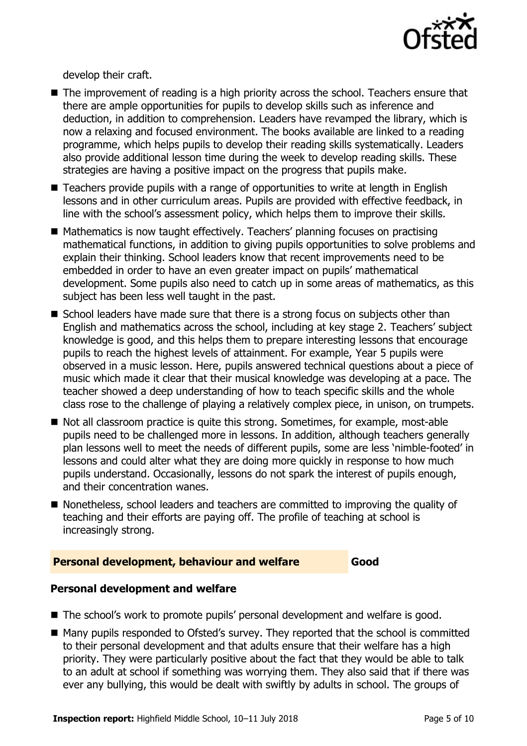develop their craft.

- The improvement of reading is a high priority across the school. Teachers ensure that there are ample opportunities for pupils to develop skills such as inference and deduction, in addition to comprehension. Leaders have revamped the library, which is now a relaxing and focused environment. The books available are linked to a reading programme, which helps pupils to develop their reading skills systematically. Leaders also provide additional lesson time during the week to develop reading skills. These strategies are having a positive impact on the progress that pupils make.
- Teachers provide pupils with a range of opportunities to write at length in English lessons and in other curriculum areas. Pupils are provided with effective feedback, in line with the school's assessment policy, which helps them to improve their skills.
- Mathematics is now taught effectively. Teachers' planning focuses on practising mathematical functions, in addition to giving pupils opportunities to solve problems and explain their thinking. School leaders know that recent improvements need to be embedded in order to have an even greater impact on pupils' mathematical development. Some pupils also need to catch up in some areas of mathematics, as this subject has been less well taught in the past.
- School leaders have made sure that there is a strong focus on subjects other than English and mathematics across the school, including at key stage 2. Teachers' subject knowledge is good, and this helps them to prepare interesting lessons that encourage pupils to reach the highest levels of attainment. For example, Year 5 pupils were observed in a music lesson. Here, pupils answered technical questions about a piece of music which made it clear that their musical knowledge was developing at a pace. The teacher showed a deep understanding of how to teach specific skills and the whole class rose to the challenge of playing a relatively complex piece, in unison, on trumpets.
- Not all classroom practice is quite this strong. Sometimes, for example, most-able pupils need to be challenged more in lessons. In addition, although teachers generally plan lessons well to meet the needs of different pupils, some are less 'nimble-footed' in lessons and could alter what they are doing more quickly in response to how much pupils understand. Occasionally, lessons do not spark the interest of pupils enough, and their concentration wanes.
- Nonetheless, school leaders and teachers are committed to improving the quality of teaching and their efforts are paying off. The profile of teaching at school is increasingly strong.

## Personal development, behaviour and welfare — Good

### Personal development and welfare

- The school's work to promote pupils' personal development and welfare is good.
- Many pupils responded to Ofsted's survey. They reported that the school is committed to their personal development and that adults ensure that their welfare has a high priority. They were particularly positive about the fact that they would be able to talk to an adult at school if something was worrying them. They also said that if there was ever any bullying, this would be dealt with swiftly by adults in school. The groups of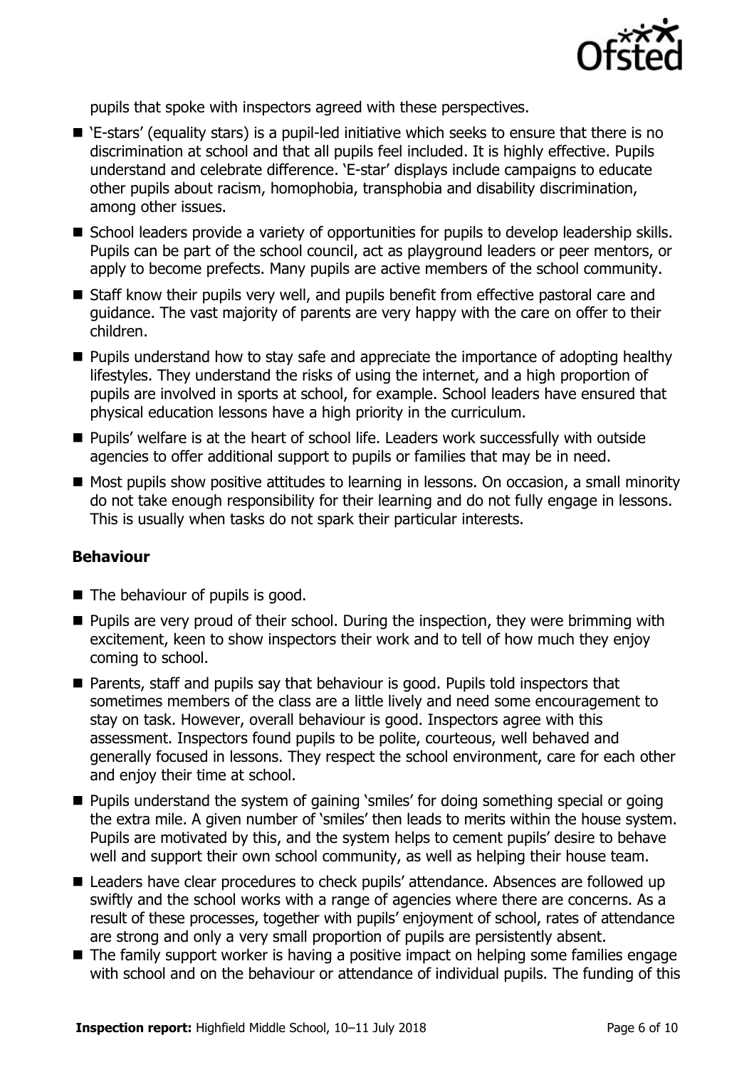pupils that spoke with inspectors agreed with these perspectives.

- 'E-stars' (equality stars) is a pupil-led initiative which seeks to ensure that there is no discrimination at school and that all pupils feel included. It is highly effective. Pupils understand and celebrate difference. 'E-star' displays include campaigns to educate other pupils about racism, homophobia, transphobia and disability discrimination, among other issues.
- School leaders provide a variety of opportunities for pupils to develop leadership skills. Pupils can be part of the school council, act as playground leaders or peer mentors, or apply to become prefects. Many pupils are active members of the school community.
- Staff know their pupils very well, and pupils benefit from effective pastoral care and guidance. The vast majority of parents are very happy with the care on offer to their children.
- Pupils understand how to stay safe and appreciate the importance of adopting healthy lifestyles. They understand the risks of using the internet, and a high proportion of pupils are involved in sports at school, for example. School leaders have ensured that physical education lessons have a high priority in the curriculum.
- Pupils' welfare is at the heart of school life. Leaders work successfully with outside agencies to offer additional support to pupils or families that may be in need.
- Most pupils show positive attitudes to learning in lessons. On occasion, a small minority do not take enough responsibility for their learning and do not fully engage in lessons. This is usually when tasks do not spark their particular interests.

### Behaviour

- The behaviour of pupils is good.
- Pupils are very proud of their school. During the inspection, they were brimming with excitement, keen to show inspectors their work and to tell of how much they enjoy coming to school.
- Parents, staff and pupils say that behaviour is good. Pupils told inspectors that sometimes members of the class are a little lively and need some encouragement to stay on task. However, overall behaviour is good. Inspectors agree with this assessment. Inspectors found pupils to be polite, courteous, well behaved and generally focused in lessons. They respect the school environment, care for each other and enjoy their time at school.
- Pupils understand the system of gaining 'smiles' for doing something special or going the extra mile. A given number of 'smiles' then leads to merits within the house system. Pupils are motivated by this, and the system helps to cement pupils' desire to behave well and support their own school community, as well as helping their house team.
- Leaders have clear procedures to check pupils' attendance. Absences are followed up swiftly and the school works with a range of agencies where there are concerns. As a result of these processes, together with pupils' enjoyment of school, rates of attendance are strong and only a very small proportion of pupils are persistently absent.
- The family support worker is having a positive impact on helping some families engage with school and on the behaviour or attendance of individual pupils. The funding of this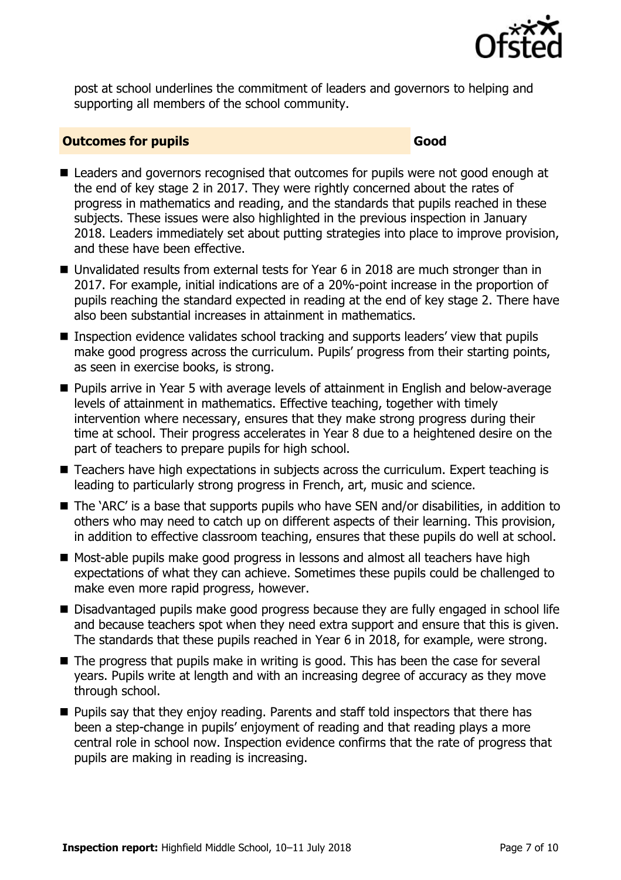post at school underlines the commitment of leaders and governors to helping and supporting all members of the school community.

### Outcomes for pupils — Good

- Leaders and governors recognised that outcomes for pupils were not good enough at the end of key stage 2 in 2017. They were rightly concerned about the rates of progress in mathematics and reading, and the standards that pupils reached in these subjects. These issues were also highlighted in the previous inspection in January 2018. Leaders immediately set about putting strategies into place to improve provision, and these have been effective.
- Unvalidated results from external tests for Year 6 in 2018 are much stronger than in 2017. For example, initial indications are of a 20%-point increase in the proportion of pupils reaching the standard expected in reading at the end of key stage 2. There have also been substantial increases in attainment in mathematics.
- Inspection evidence validates school tracking and supports leaders' view that pupils make good progress across the curriculum. Pupils' progress from their starting points, as seen in exercise books, is strong.
- Pupils arrive in Year 5 with average levels of attainment in English and below-average levels of attainment in mathematics. Effective teaching, together with timely intervention where necessary, ensures that they make strong progress during their time at school. Their progress accelerates in Year 8 due to a heightened desire on the part of teachers to prepare pupils for high school.
- Teachers have high expectations in subjects across the curriculum. Expert teaching is leading to particularly strong progress in French, art, music and science.
- The 'ARC' is a base that supports pupils who have SEN and/or disabilities, in addition to others who may need to catch up on different aspects of their learning. This provision, in addition to effective classroom teaching, ensures that these pupils do well at school.
- Most-able pupils make good progress in lessons and almost all teachers have high expectations of what they can achieve. Sometimes these pupils could be challenged to make even more rapid progress, however.
- Disadvantaged pupils make good progress because they are fully engaged in school life and because teachers spot when they need extra support and ensure that this is given. The standards that these pupils reached in Year 6 in 2018, for example, were strong.
- The progress that pupils make in writing is good. This has been the case for several years. Pupils write at length and with an increasing degree of accuracy as they move through school.
- Pupils say that they enjoy reading. Parents and staff told inspectors that there has been a step-change in pupils' enjoyment of reading and that reading plays a more central role in school now. Inspection evidence confirms that the rate of progress that pupils are making in reading is increasing.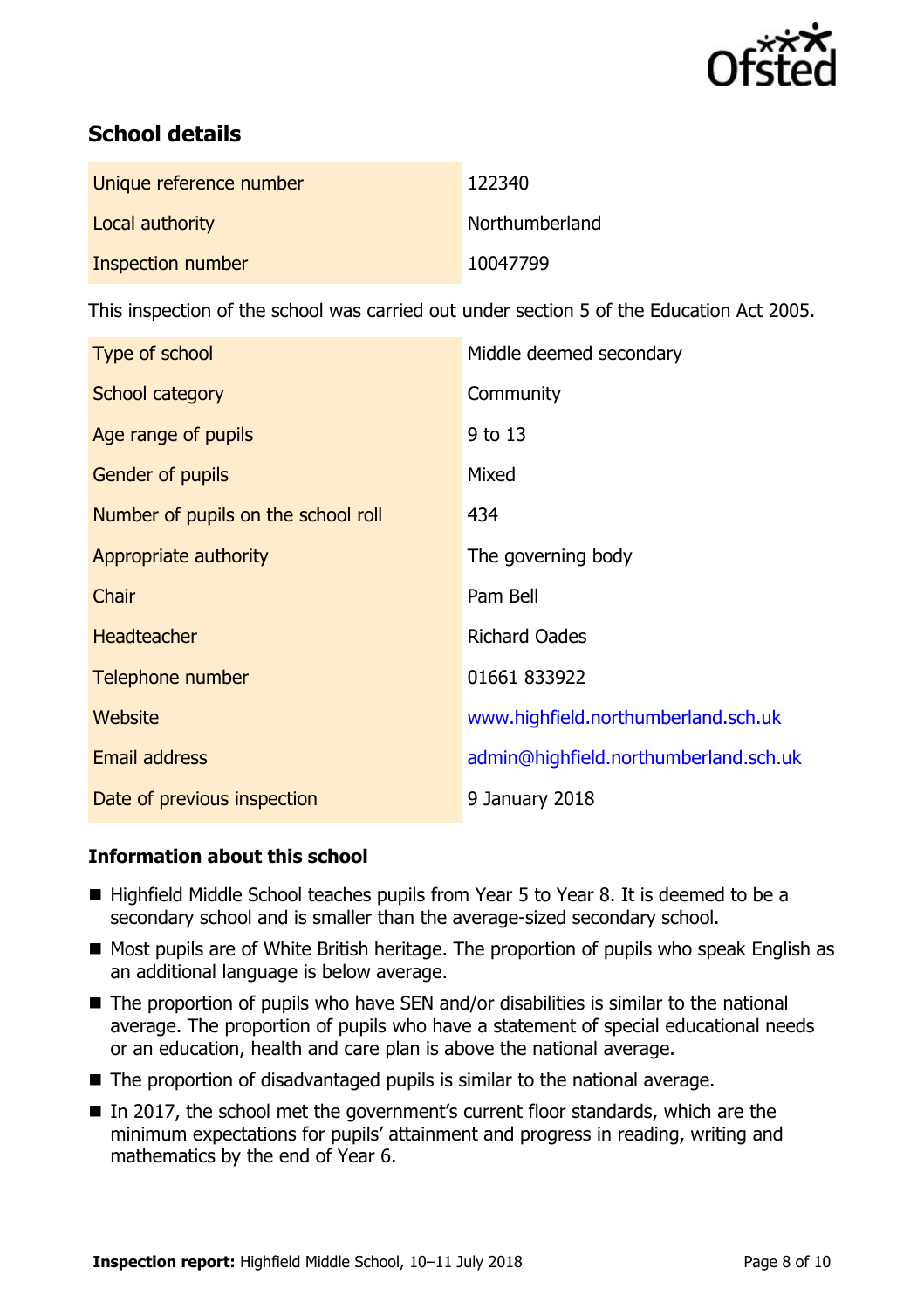## School details

| | |
|---|---|
| Unique reference number | 122340 |
| Local authority | Northumberland |
| Inspection number | 10047799 |

This inspection of the school was carried out under section 5 of the Education Act 2005.

| | |
|---|---|
| Type of school | Middle deemed secondary |
| School category | Community |
| Age range of pupils | 9 to 13 |
| Gender of pupils | Mixed |
| Number of pupils on the school roll | 434 |
| Appropriate authority | The governing body |
| Chair | Pam Bell |
| Headteacher | Richard Oades |
| Telephone number | 01661 833922 |
| Website | www.highfield.northumberland.sch.uk |
| Email address | admin@highfield.northumberland.sch.uk |
| Date of previous inspection | 9 January 2018 |

### Information about this school

- Highfield Middle School teaches pupils from Year 5 to Year 8. It is deemed to be a secondary school and is smaller than the average-sized secondary school.
- Most pupils are of White British heritage. The proportion of pupils who speak English as an additional language is below average.
- The proportion of pupils who have SEN and/or disabilities is similar to the national average. The proportion of pupils who have a statement of special educational needs or an education, health and care plan is above the national average.
- The proportion of disadvantaged pupils is similar to the national average.
- In 2017, the school met the government's current floor standards, which are the minimum expectations for pupils' attainment and progress in reading, writing and mathematics by the end of Year 6.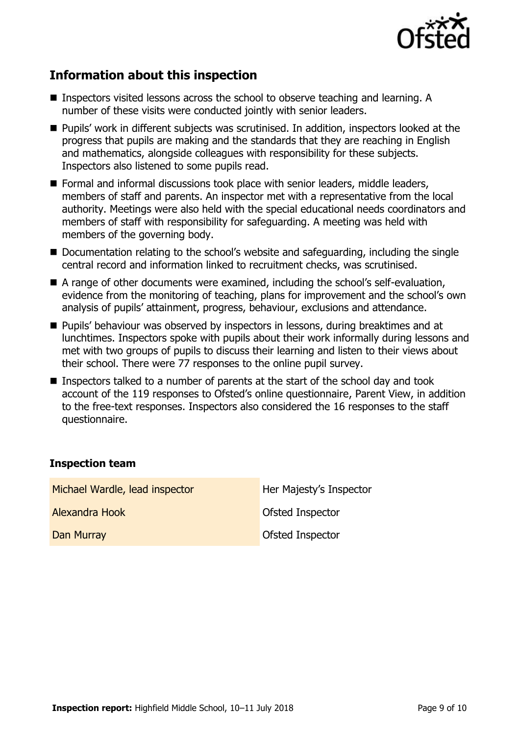## Information about this inspection

- Inspectors visited lessons across the school to observe teaching and learning. A number of these visits were conducted jointly with senior leaders.
- Pupils' work in different subjects was scrutinised. In addition, inspectors looked at the progress that pupils are making and the standards that they are reaching in English and mathematics, alongside colleagues with responsibility for these subjects. Inspectors also listened to some pupils read.
- Formal and informal discussions took place with senior leaders, middle leaders, members of staff and parents. An inspector met with a representative from the local authority. Meetings were also held with the special educational needs coordinators and members of staff with responsibility for safeguarding. A meeting was held with members of the governing body.
- Documentation relating to the school's website and safeguarding, including the single central record and information linked to recruitment checks, was scrutinised.
- A range of other documents were examined, including the school's self-evaluation, evidence from the monitoring of teaching, plans for improvement and the school's own analysis of pupils' attainment, progress, behaviour, exclusions and attendance.
- Pupils' behaviour was observed by inspectors in lessons, during breaktimes and at lunchtimes. Inspectors spoke with pupils about their work informally during lessons and met with two groups of pupils to discuss their learning and listen to their views about their school. There were 77 responses to the online pupil survey.
- Inspectors talked to a number of parents at the start of the school day and took account of the 119 responses to Ofsted's online questionnaire, Parent View, in addition to the free-text responses. Inspectors also considered the 16 responses to the staff questionnaire.

### Inspection team

| | |
|---|---|
| Michael Wardle, lead inspector | Her Majesty's Inspector |
| Alexandra Hook | Ofsted Inspector |
| Dan Murray | Ofsted Inspector |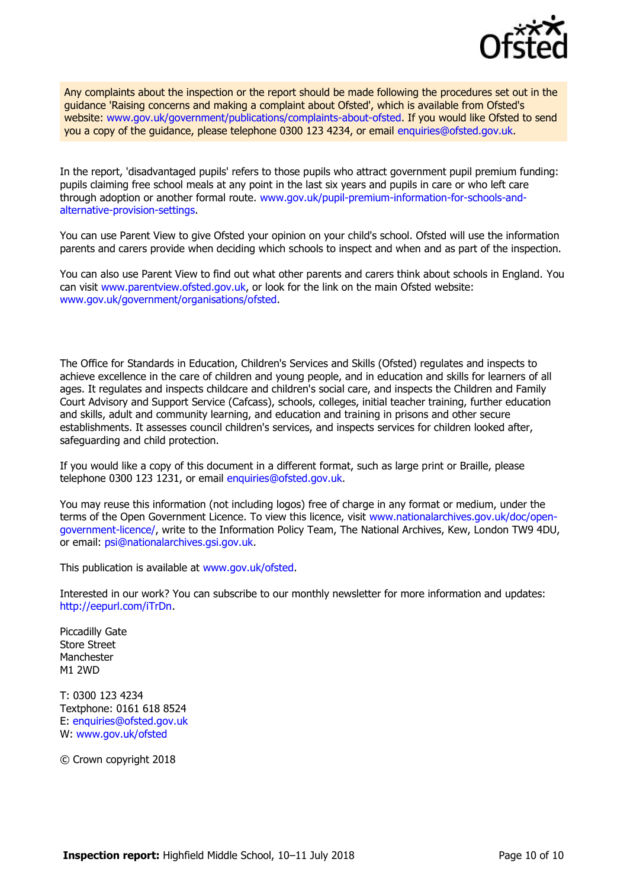Any complaints about the inspection or the report should be made following the procedures set out in the guidance 'Raising concerns and making a complaint about Ofsted', which is available from Ofsted's website: www.gov.uk/government/publications/complaints-about-ofsted. If you would like Ofsted to send you a copy of the guidance, please telephone 0300 123 4234, or email enquiries@ofsted.gov.uk.

In the report, 'disadvantaged pupils' refers to those pupils who attract government pupil premium funding: pupils claiming free school meals at any point in the last six years and pupils in care or who left care through adoption or another formal route. www.gov.uk/pupil-premium-information-for-schools-and-alternative-provision-settings.

You can use Parent View to give Ofsted your opinion on your child's school. Ofsted will use the information parents and carers provide when deciding which schools to inspect and when and as part of the inspection.

You can also use Parent View to find out what other parents and carers think about schools in England. You can visit www.parentview.ofsted.gov.uk, or look for the link on the main Ofsted website: www.gov.uk/government/organisations/ofsted.

The Office for Standards in Education, Children's Services and Skills (Ofsted) regulates and inspects to achieve excellence in the care of children and young people, and in education and skills for learners of all ages. It regulates and inspects childcare and children's social care, and inspects the Children and Family Court Advisory and Support Service (Cafcass), schools, colleges, initial teacher training, further education and skills, adult and community learning, and education and training in prisons and other secure establishments. It assesses council children's services, and inspects services for children looked after, safeguarding and child protection.

If you would like a copy of this document in a different format, such as large print or Braille, please telephone 0300 123 1231, or email enquiries@ofsted.gov.uk.

You may reuse this information (not including logos) free of charge in any format or medium, under the terms of the Open Government Licence. To view this licence, visit www.nationalarchives.gov.uk/doc/open-government-licence/, write to the Information Policy Team, The National Archives, Kew, London TW9 4DU, or email: psi@nationalarchives.gsi.gov.uk.

This publication is available at www.gov.uk/ofsted.

Interested in our work? You can subscribe to our monthly newsletter for more information and updates: http://eepurl.com/iTrDn.

Piccadilly Gate
Store Street
Manchester
M1 2WD

T: 0300 123 4234
Textphone: 0161 618 8524
E: enquiries@ofsted.gov.uk
W: www.gov.uk/ofsted

© Crown copyright 2018